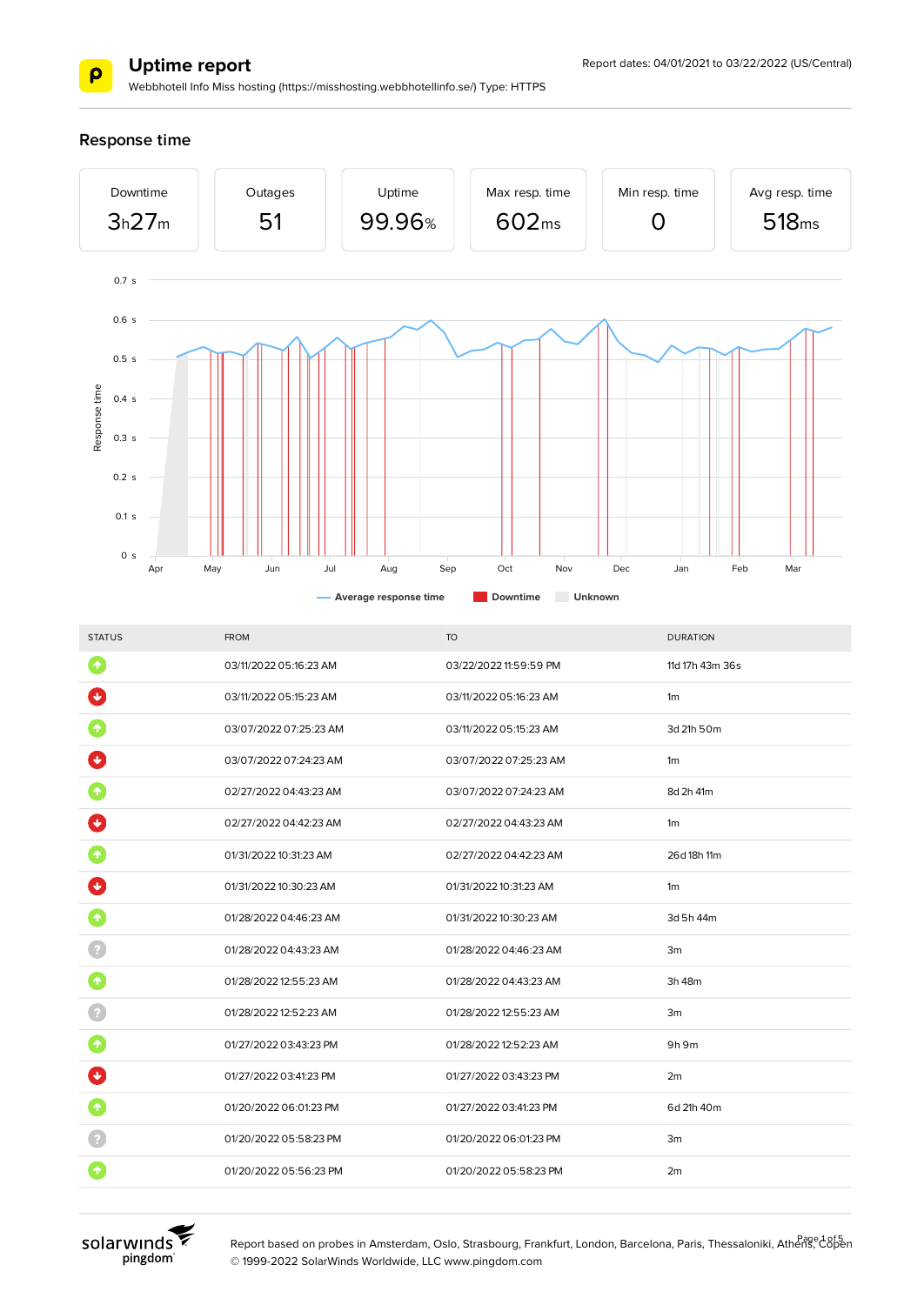# Uptime report

Webbhotell Info Miss hosting (https://misshosting.webbhotellinfo.se/) Type: HTTPS

Report dates: 04/01/2021 to 03/22/2022 (US/Central)

## Response time

| Downtime | Outages | Uptime | Max resp. time | Min resp. time | Avg resp. time |
|---|---|---|---|---|---|
| 3h27m | 51 | 99.96% | 602ms | 0 | 518ms |

| STATUS | FROM | TO | DURATION |
|---|---|---|---|
| Up | 03/11/2022 05:16:23 AM | 03/22/2022 11:59:59 PM | 11d 17h 43m 36s |
| Down | 03/11/2022 05:15:23 AM | 03/11/2022 05:16:23 AM | 1m |
| Up | 03/07/2022 07:25:23 AM | 03/11/2022 05:15:23 AM | 3d 21h 50m |
| Down | 03/07/2022 07:24:23 AM | 03/07/2022 07:25:23 AM | 1m |
| Up | 02/27/2022 04:43:23 AM | 03/07/2022 07:24:23 AM | 8d 2h 41m |
| Down | 02/27/2022 04:42:23 AM | 02/27/2022 04:43:23 AM | 1m |
| Up | 01/31/2022 10:31:23 AM | 02/27/2022 04:42:23 AM | 26d 18h 11m |
| Down | 01/31/2022 10:30:23 AM | 01/31/2022 10:31:23 AM | 1m |
| Up | 01/28/2022 04:46:23 AM | 01/31/2022 10:30:23 AM | 3d 5h 44m |
| Unknown | 01/28/2022 04:43:23 AM | 01/28/2022 04:46:23 AM | 3m |
| Up | 01/28/2022 12:55:23 AM | 01/28/2022 04:43:23 AM | 3h 48m |
| Unknown | 01/28/2022 12:52:23 AM | 01/28/2022 12:55:23 AM | 3m |
| Up | 01/27/2022 03:43:23 PM | 01/28/2022 12:52:23 AM | 9h 9m |
| Down | 01/27/2022 03:41:23 PM | 01/27/2022 03:43:23 PM | 2m |
| Up | 01/20/2022 06:01:23 PM | 01/27/2022 03:41:23 PM | 6d 21h 40m |
| Unknown | 01/20/2022 05:58:23 PM | 01/20/2022 06:01:23 PM | 3m |
| Up | 01/20/2022 05:56:23 PM | 01/20/2022 05:58:23 PM | 2m |

Report based on probes in Amsterdam, Oslo, Strasbourg, Frankfurt, London, Barcelona, Paris, Thessaloniki, Athens, Copen

© 1999-2022 SolarWinds Worldwide, LLC www.pingdom.com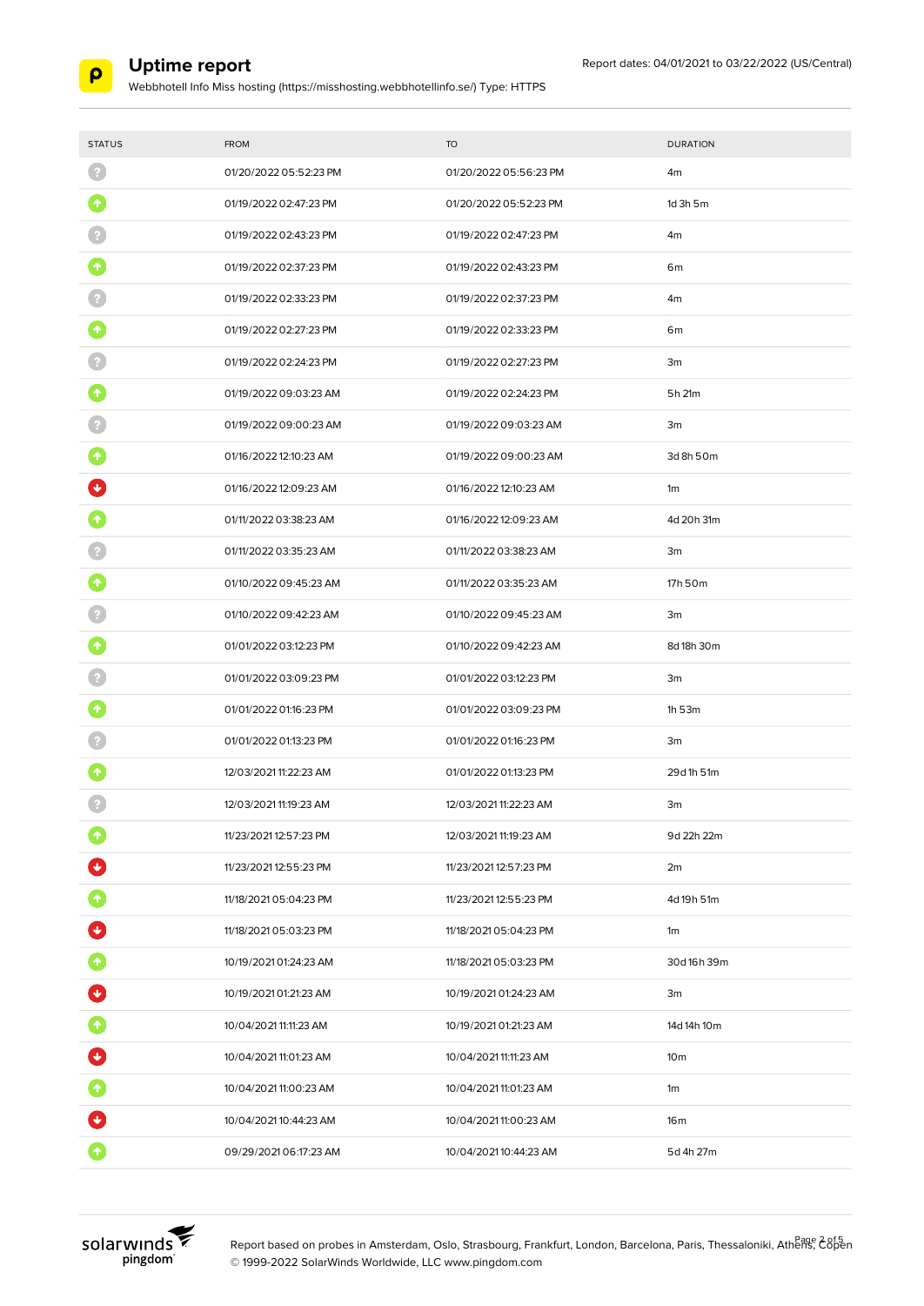# Uptime report

Report dates: 04/01/2021 to 03/22/2022 (US/Central)

Webbhotell Info Miss hosting (https://misshosting.webbhotellinfo.se/) Type: HTTPS

| STATUS | FROM | TO | DURATION |
|---|---|---|---|
| ? | 01/20/2022 05:52:23 PM | 01/20/2022 05:56:23 PM | 4m |
| up | 01/19/2022 02:47:23 PM | 01/20/2022 05:52:23 PM | 1d 3h 5m |
| ? | 01/19/2022 02:43:23 PM | 01/19/2022 02:47:23 PM | 4m |
| up | 01/19/2022 02:37:23 PM | 01/19/2022 02:43:23 PM | 6m |
| ? | 01/19/2022 02:33:23 PM | 01/19/2022 02:37:23 PM | 4m |
| up | 01/19/2022 02:27:23 PM | 01/19/2022 02:33:23 PM | 6m |
| ? | 01/19/2022 02:24:23 PM | 01/19/2022 02:27:23 PM | 3m |
| up | 01/19/2022 09:03:23 AM | 01/19/2022 02:24:23 PM | 5h 21m |
| ? | 01/19/2022 09:00:23 AM | 01/19/2022 09:03:23 AM | 3m |
| up | 01/16/2022 12:10:23 AM | 01/19/2022 09:00:23 AM | 3d 8h 50m |
| down | 01/16/2022 12:09:23 AM | 01/16/2022 12:10:23 AM | 1m |
| up | 01/11/2022 03:38:23 AM | 01/16/2022 12:09:23 AM | 4d 20h 31m |
| ? | 01/11/2022 03:35:23 AM | 01/11/2022 03:38:23 AM | 3m |
| up | 01/10/2022 09:45:23 AM | 01/11/2022 03:35:23 AM | 17h 50m |
| ? | 01/10/2022 09:42:23 AM | 01/10/2022 09:45:23 AM | 3m |
| up | 01/01/2022 03:12:23 PM | 01/10/2022 09:42:23 AM | 8d 18h 30m |
| ? | 01/01/2022 03:09:23 PM | 01/01/2022 03:12:23 PM | 3m |
| up | 01/01/2022 01:16:23 PM | 01/01/2022 03:09:23 PM | 1h 53m |
| ? | 01/01/2022 01:13:23 PM | 01/01/2022 01:16:23 PM | 3m |
| up | 12/03/2021 11:22:23 AM | 01/01/2022 01:13:23 PM | 29d 1h 51m |
| ? | 12/03/2021 11:19:23 AM | 12/03/2021 11:22:23 AM | 3m |
| up | 11/23/2021 12:57:23 PM | 12/03/2021 11:19:23 AM | 9d 22h 22m |
| down | 11/23/2021 12:55:23 PM | 11/23/2021 12:57:23 PM | 2m |
| up | 11/18/2021 05:04:23 PM | 11/23/2021 12:55:23 PM | 4d 19h 51m |
| down | 11/18/2021 05:03:23 PM | 11/18/2021 05:04:23 PM | 1m |
| up | 10/19/2021 01:24:23 AM | 11/18/2021 05:03:23 PM | 30d 16h 39m |
| down | 10/19/2021 01:21:23 AM | 10/19/2021 01:24:23 AM | 3m |
| up | 10/04/2021 11:11:23 AM | 10/19/2021 01:21:23 AM | 14d 14h 10m |
| down | 10/04/2021 11:01:23 AM | 10/04/2021 11:11:23 AM | 10m |
| up | 10/04/2021 11:00:23 AM | 10/04/2021 11:01:23 AM | 1m |
| down | 10/04/2021 10:44:23 AM | 10/04/2021 11:00:23 AM | 16m |
| up | 09/29/2021 06:17:23 AM | 10/04/2021 10:44:23 AM | 5d 4h 27m |

Report based on probes in Amsterdam, Oslo, Strasbourg, Frankfurt, London, Barcelona, Paris, Thessaloniki, Athens, Copen
© 1999-2022 SolarWinds Worldwide, LLC www.pingdom.com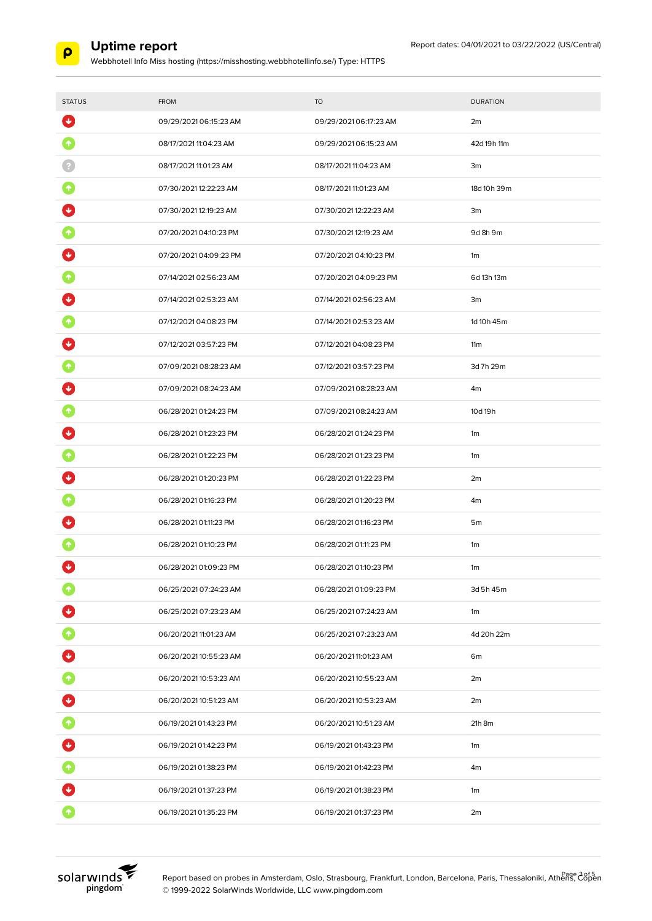# Uptime report

Webbhotell Info Miss hosting (https://misshosting.webbhotellinfo.se/) Type: HTTPS

Report dates: 04/01/2021 to 03/22/2022 (US/Central)

| STATUS | FROM | TO | DURATION |
|---|---|---|---|
| Down | 09/29/2021 06:15:23 AM | 09/29/2021 06:17:23 AM | 2m |
| Up | 08/17/2021 11:04:23 AM | 09/29/2021 06:15:23 AM | 42d 19h 11m |
| Unknown | 08/17/2021 11:01:23 AM | 08/17/2021 11:04:23 AM | 3m |
| Up | 07/30/2021 12:22:23 AM | 08/17/2021 11:01:23 AM | 18d 10h 39m |
| Down | 07/30/2021 12:19:23 AM | 07/30/2021 12:22:23 AM | 3m |
| Up | 07/20/2021 04:10:23 PM | 07/30/2021 12:19:23 AM | 9d 8h 9m |
| Down | 07/20/2021 04:09:23 PM | 07/20/2021 04:10:23 PM | 1m |
| Up | 07/14/2021 02:56:23 AM | 07/20/2021 04:09:23 PM | 6d 13h 13m |
| Down | 07/14/2021 02:53:23 AM | 07/14/2021 02:56:23 AM | 3m |
| Up | 07/12/2021 04:08:23 PM | 07/14/2021 02:53:23 AM | 1d 10h 45m |
| Down | 07/12/2021 03:57:23 PM | 07/12/2021 04:08:23 PM | 11m |
| Up | 07/09/2021 08:28:23 AM | 07/12/2021 03:57:23 PM | 3d 7h 29m |
| Down | 07/09/2021 08:24:23 AM | 07/09/2021 08:28:23 AM | 4m |
| Up | 06/28/2021 01:24:23 PM | 07/09/2021 08:24:23 AM | 10d 19h |
| Down | 06/28/2021 01:23:23 PM | 06/28/2021 01:24:23 PM | 1m |
| Up | 06/28/2021 01:22:23 PM | 06/28/2021 01:23:23 PM | 1m |
| Down | 06/28/2021 01:20:23 PM | 06/28/2021 01:22:23 PM | 2m |
| Up | 06/28/2021 01:16:23 PM | 06/28/2021 01:20:23 PM | 4m |
| Down | 06/28/2021 01:11:23 PM | 06/28/2021 01:16:23 PM | 5m |
| Up | 06/28/2021 01:10:23 PM | 06/28/2021 01:11:23 PM | 1m |
| Down | 06/28/2021 01:09:23 PM | 06/28/2021 01:10:23 PM | 1m |
| Up | 06/25/2021 07:24:23 AM | 06/28/2021 01:09:23 PM | 3d 5h 45m |
| Down | 06/25/2021 07:23:23 AM | 06/25/2021 07:24:23 AM | 1m |
| Up | 06/20/2021 11:01:23 AM | 06/25/2021 07:23:23 AM | 4d 20h 22m |
| Down | 06/20/2021 10:55:23 AM | 06/20/2021 11:01:23 AM | 6m |
| Up | 06/20/2021 10:53:23 AM | 06/20/2021 10:55:23 AM | 2m |
| Down | 06/20/2021 10:51:23 AM | 06/20/2021 10:53:23 AM | 2m |
| Up | 06/19/2021 01:43:23 PM | 06/20/2021 10:51:23 AM | 21h 8m |
| Down | 06/19/2021 01:42:23 PM | 06/19/2021 01:43:23 PM | 1m |
| Up | 06/19/2021 01:38:23 PM | 06/19/2021 01:42:23 PM | 4m |
| Down | 06/19/2021 01:37:23 PM | 06/19/2021 01:38:23 PM | 1m |
| Up | 06/19/2021 01:35:23 PM | 06/19/2021 01:37:23 PM | 2m |

Report based on probes in Amsterdam, Oslo, Strasbourg, Frankfurt, London, Barcelona, Paris, Thessaloniki, Athens, Copen

© 1999-2022 SolarWinds Worldwide, LLC www.pingdom.com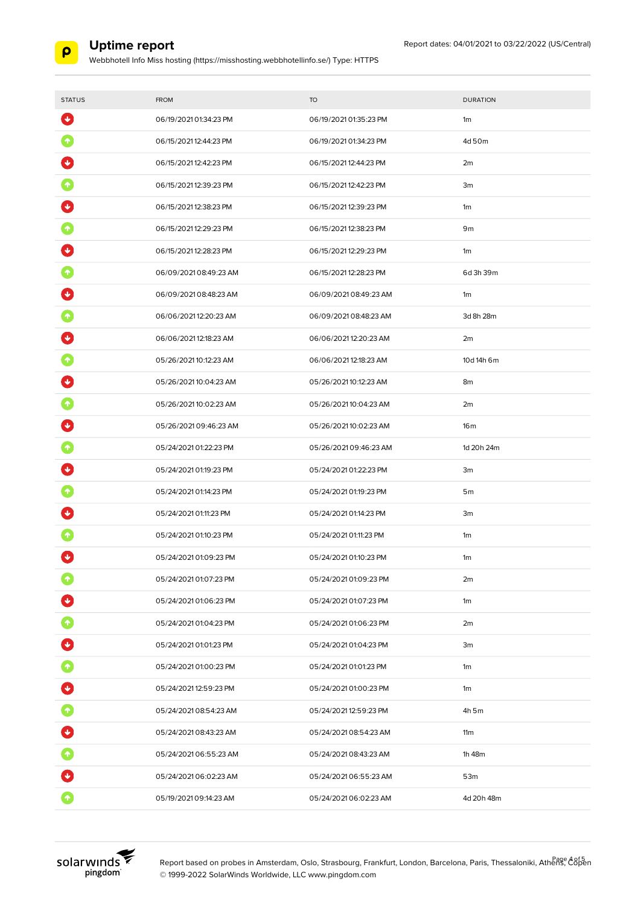# Uptime report

Webbhotell Info Miss hosting (https://misshosting.webbhotellinfo.se/) Type: HTTPS

Report dates: 04/01/2021 to 03/22/2022 (US/Central)

| STATUS | FROM | TO | DURATION |
|---|---|---|---|
| Down | 06/19/2021 01:34:23 PM | 06/19/2021 01:35:23 PM | 1m |
| Up | 06/15/2021 12:44:23 PM | 06/19/2021 01:34:23 PM | 4d 50m |
| Down | 06/15/2021 12:42:23 PM | 06/15/2021 12:44:23 PM | 2m |
| Up | 06/15/2021 12:39:23 PM | 06/15/2021 12:42:23 PM | 3m |
| Down | 06/15/2021 12:38:23 PM | 06/15/2021 12:39:23 PM | 1m |
| Up | 06/15/2021 12:29:23 PM | 06/15/2021 12:38:23 PM | 9m |
| Down | 06/15/2021 12:28:23 PM | 06/15/2021 12:29:23 PM | 1m |
| Up | 06/09/2021 08:49:23 AM | 06/15/2021 12:28:23 PM | 6d 3h 39m |
| Down | 06/09/2021 08:48:23 AM | 06/09/2021 08:49:23 AM | 1m |
| Up | 06/06/2021 12:20:23 AM | 06/09/2021 08:48:23 AM | 3d 8h 28m |
| Down | 06/06/2021 12:18:23 AM | 06/06/2021 12:20:23 AM | 2m |
| Up | 05/26/2021 10:12:23 AM | 06/06/2021 12:18:23 AM | 10d 14h 6m |
| Down | 05/26/2021 10:04:23 AM | 05/26/2021 10:12:23 AM | 8m |
| Up | 05/26/2021 10:02:23 AM | 05/26/2021 10:04:23 AM | 2m |
| Down | 05/26/2021 09:46:23 AM | 05/26/2021 10:02:23 AM | 16m |
| Up | 05/24/2021 01:22:23 PM | 05/26/2021 09:46:23 AM | 1d 20h 24m |
| Down | 05/24/2021 01:19:23 PM | 05/24/2021 01:22:23 PM | 3m |
| Up | 05/24/2021 01:14:23 PM | 05/24/2021 01:19:23 PM | 5m |
| Down | 05/24/2021 01:11:23 PM | 05/24/2021 01:14:23 PM | 3m |
| Up | 05/24/2021 01:10:23 PM | 05/24/2021 01:11:23 PM | 1m |
| Down | 05/24/2021 01:09:23 PM | 05/24/2021 01:10:23 PM | 1m |
| Up | 05/24/2021 01:07:23 PM | 05/24/2021 01:09:23 PM | 2m |
| Down | 05/24/2021 01:06:23 PM | 05/24/2021 01:07:23 PM | 1m |
| Up | 05/24/2021 01:04:23 PM | 05/24/2021 01:06:23 PM | 2m |
| Down | 05/24/2021 01:01:23 PM | 05/24/2021 01:04:23 PM | 3m |
| Up | 05/24/2021 01:00:23 PM | 05/24/2021 01:01:23 PM | 1m |
| Down | 05/24/2021 12:59:23 PM | 05/24/2021 01:00:23 PM | 1m |
| Up | 05/24/2021 08:54:23 AM | 05/24/2021 12:59:23 PM | 4h 5m |
| Down | 05/24/2021 08:43:23 AM | 05/24/2021 08:54:23 AM | 11m |
| Up | 05/24/2021 06:55:23 AM | 05/24/2021 08:43:23 AM | 1h 48m |
| Down | 05/24/2021 06:02:23 AM | 05/24/2021 06:55:23 AM | 53m |
| Up | 05/19/2021 09:14:23 AM | 05/24/2021 06:02:23 AM | 4d 20h 48m |

Report based on probes in Amsterdam, Oslo, Strasbourg, Frankfurt, London, Barcelona, Paris, Thessaloniki, Athens, Copen
© 1999-2022 SolarWinds Worldwide, LLC www.pingdom.com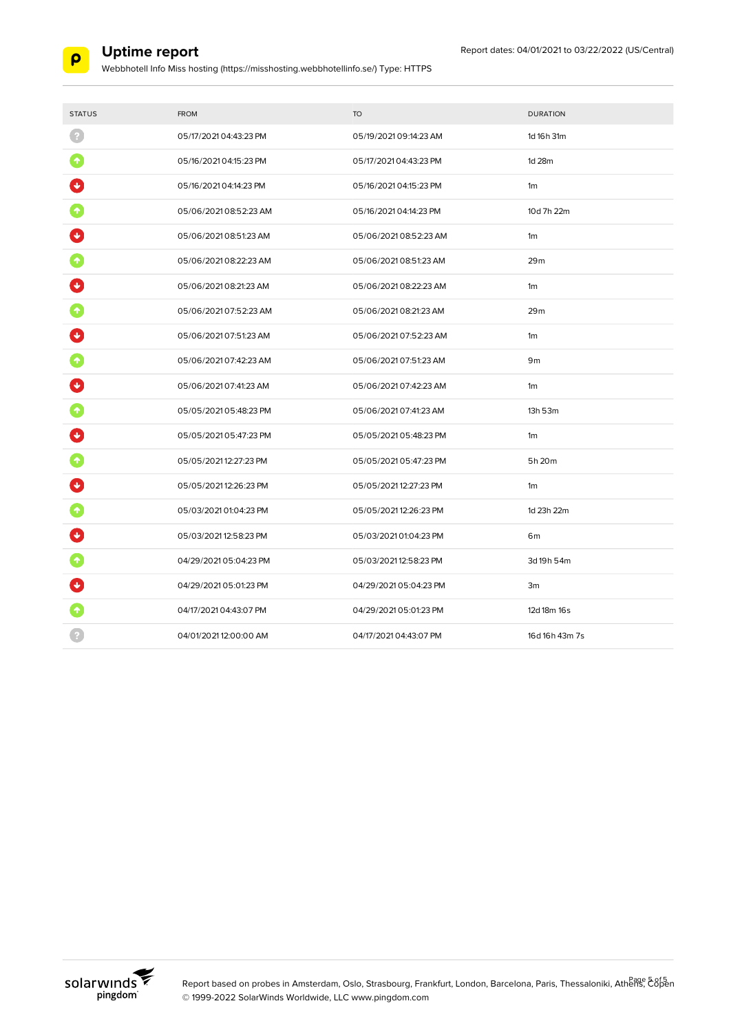# Uptime report

Webbhotell Info Miss hosting (https://misshosting.webbhotellinfo.se/) Type: HTTPS

Report dates: 04/01/2021 to 03/22/2022 (US/Central)

| STATUS | FROM | TO | DURATION |
|---|---|---|---|
| ? | 05/17/2021 04:43:23 PM | 05/19/2021 09:14:23 AM | 1d 16h 31m |
| Up | 05/16/2021 04:15:23 PM | 05/17/2021 04:43:23 PM | 1d 28m |
| Down | 05/16/2021 04:14:23 PM | 05/16/2021 04:15:23 PM | 1m |
| Up | 05/06/2021 08:52:23 AM | 05/16/2021 04:14:23 PM | 10d 7h 22m |
| Down | 05/06/2021 08:51:23 AM | 05/06/2021 08:52:23 AM | 1m |
| Up | 05/06/2021 08:22:23 AM | 05/06/2021 08:51:23 AM | 29m |
| Down | 05/06/2021 08:21:23 AM | 05/06/2021 08:22:23 AM | 1m |
| Up | 05/06/2021 07:52:23 AM | 05/06/2021 08:21:23 AM | 29m |
| Down | 05/06/2021 07:51:23 AM | 05/06/2021 07:52:23 AM | 1m |
| Up | 05/06/2021 07:42:23 AM | 05/06/2021 07:51:23 AM | 9m |
| Down | 05/06/2021 07:41:23 AM | 05/06/2021 07:42:23 AM | 1m |
| Up | 05/05/2021 05:48:23 PM | 05/06/2021 07:41:23 AM | 13h 53m |
| Down | 05/05/2021 05:47:23 PM | 05/05/2021 05:48:23 PM | 1m |
| Up | 05/05/2021 12:27:23 PM | 05/05/2021 05:47:23 PM | 5h 20m |
| Down | 05/05/2021 12:26:23 PM | 05/05/2021 12:27:23 PM | 1m |
| Up | 05/03/2021 01:04:23 PM | 05/05/2021 12:26:23 PM | 1d 23h 22m |
| Down | 05/03/2021 12:58:23 PM | 05/03/2021 01:04:23 PM | 6m |
| Up | 04/29/2021 05:04:23 PM | 05/03/2021 12:58:23 PM | 3d 19h 54m |
| Down | 04/29/2021 05:01:23 PM | 04/29/2021 05:04:23 PM | 3m |
| Up | 04/17/2021 04:43:07 PM | 04/29/2021 05:01:23 PM | 12d 18m 16s |
| ? | 04/01/2021 12:00:00 AM | 04/17/2021 04:43:07 PM | 16d 16h 43m 7s |

Report based on probes in Amsterdam, Oslo, Strasbourg, Frankfurt, London, Barcelona, Paris, Thessaloniki, Athens, Copen

© 1999-2022 SolarWinds Worldwide, LLC www.pingdom.com